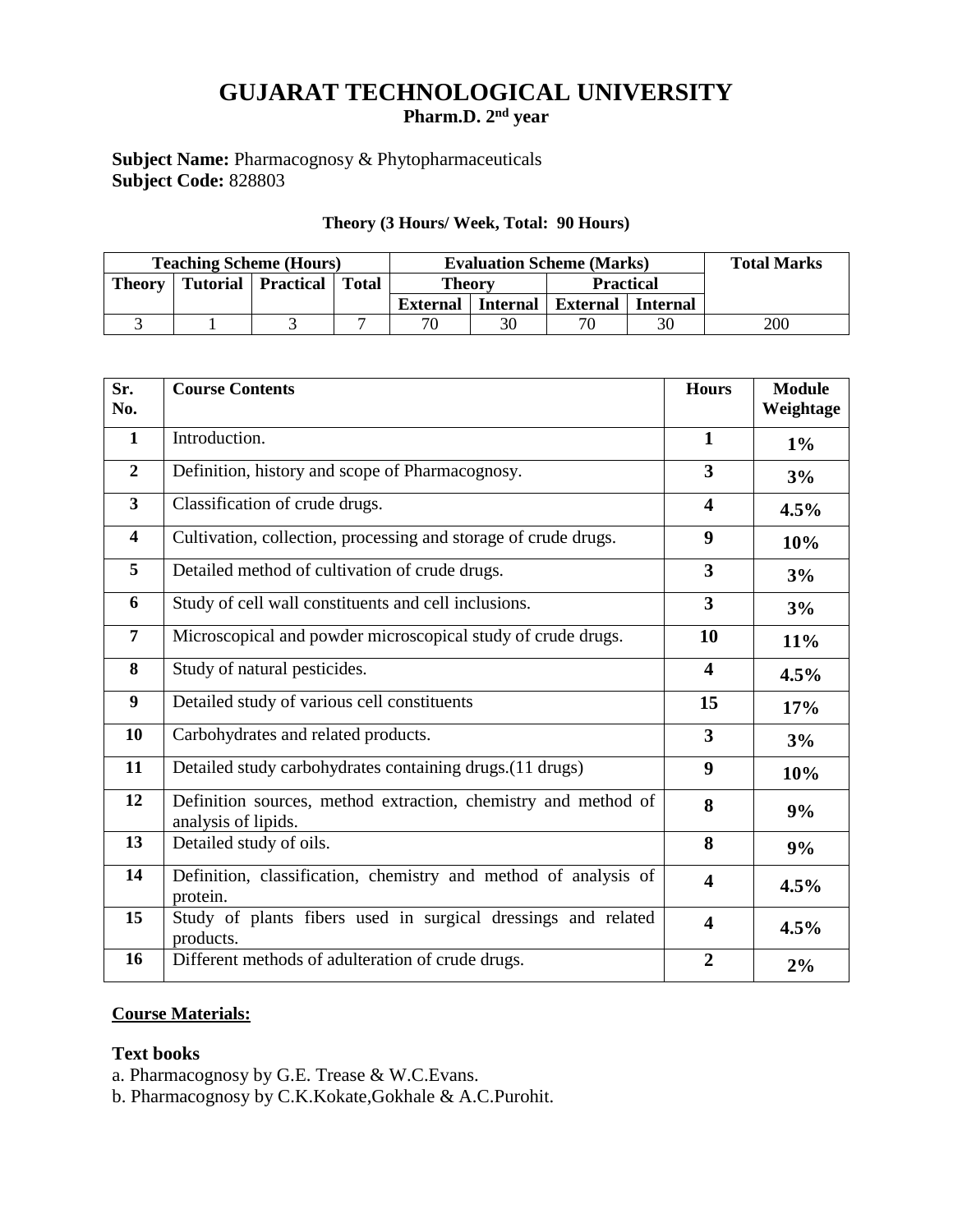# GUJARAT TECHNOLOGICAL UNIVERSITY

**Pharm.D. 2nd year**

**Subject Name:** Pharmacognosy & Phytopharmaceuticals
**Subject Code:** 828803

**Theory (3 Hours/ Week, Total: 90 Hours)**

| Teaching Scheme (Hours) | | | | Evaluation Scheme (Marks) | | | | Total Marks |
|---|---|---|---|---|---|---|---|---|
| Theory | Tutorial | Practical | Total | Theory | | Practical | | |
| | | | | External | Internal | External | Internal | |
| 3 | 1 | 3 | 7 | 70 | 30 | 70 | 30 | 200 |

| Sr. No. | Course Contents | Hours | Module Weightage |
|---|---|---|---|
| **1** | Introduction. | **1** | **1%** |
| **2** | Definition, history and scope of Pharmacognosy. | **3** | **3%** |
| **3** | Classification of crude drugs. | **4** | **4.5%** |
| **4** | Cultivation, collection, processing and storage of crude drugs. | **9** | **10%** |
| **5** | Detailed method of cultivation of crude drugs. | **3** | **3%** |
| **6** | Study of cell wall constituents and cell inclusions. | **3** | **3%** |
| **7** | Microscopical and powder microscopical study of crude drugs. | **10** | **11%** |
| **8** | Study of natural pesticides. | **4** | **4.5%** |
| **9** | Detailed study of various cell constituents | **15** | **17%** |
| **10** | Carbohydrates and related products. | **3** | **3%** |
| **11** | Detailed study carbohydrates containing drugs.(11 drugs) | **9** | **10%** |
| **12** | Definition sources, method extraction, chemistry and method of analysis of lipids. | **8** | **9%** |
| **13** | Detailed study of oils. | **8** | **9%** |
| **14** | Definition, classification, chemistry and method of analysis of protein. | **4** | **4.5%** |
| **15** | Study of plants fibers used in surgical dressings and related products. | **4** | **4.5%** |
| **16** | Different methods of adulteration of crude drugs. | **2** | **2%** |

**Course Materials:**

**Text books**

a. Pharmacognosy by G.E. Trease & W.C.Evans.
b. Pharmacognosy by C.K.Kokate,Gokhale & A.C.Purohit.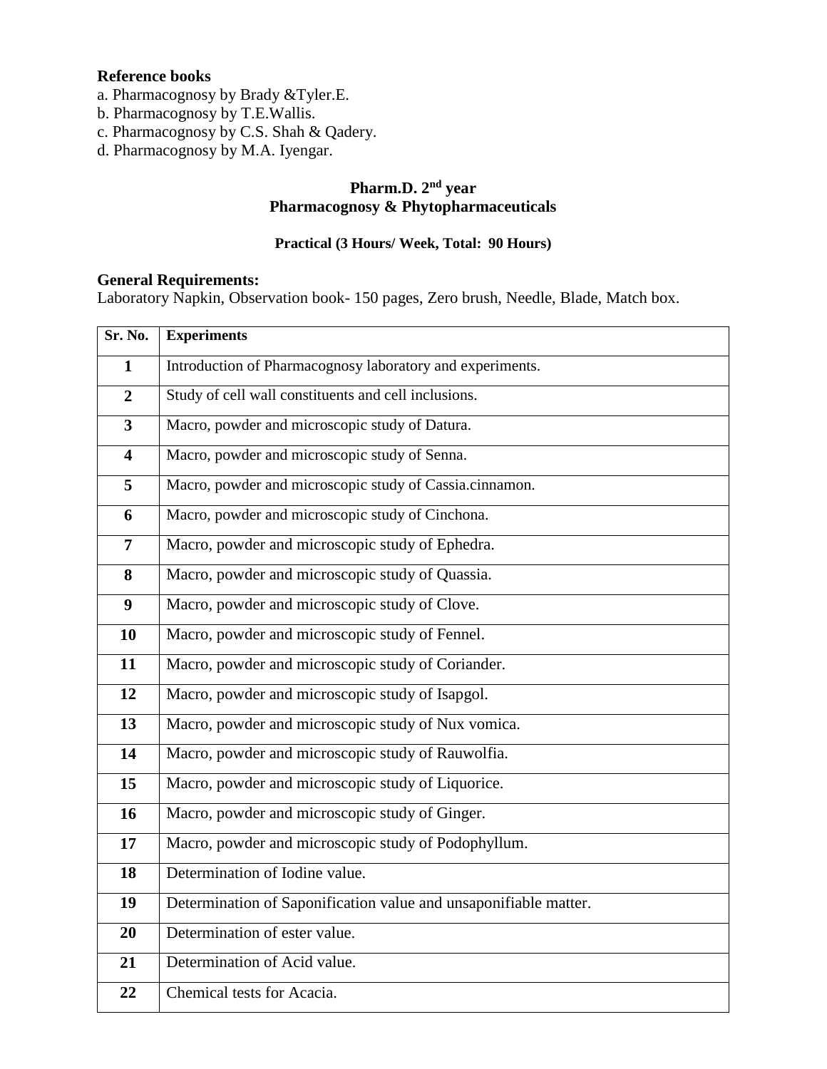**Reference books**

a. Pharmacognosy by Brady &Tyler.E.
b. Pharmacognosy by T.E.Wallis.
c. Pharmacognosy by C.S. Shah & Qadery.
d. Pharmacognosy by M.A. Iyengar.

## Pharm.D. 2nd year
## Pharmacognosy & Phytopharmaceuticals

**Practical (3 Hours/ Week, Total: 90 Hours)**

**General Requirements:**
Laboratory Napkin, Observation book- 150 pages, Zero brush, Needle, Blade, Match box.

| Sr. No. | Experiments |
|---|---|
| 1 | Introduction of Pharmacognosy laboratory and experiments. |
| 2 | Study of cell wall constituents and cell inclusions. |
| 3 | Macro, powder and microscopic study of Datura. |
| 4 | Macro, powder and microscopic study of Senna. |
| 5 | Macro, powder and microscopic study of Cassia.cinnamon. |
| 6 | Macro, powder and microscopic study of Cinchona. |
| 7 | Macro, powder and microscopic study of Ephedra. |
| 8 | Macro, powder and microscopic study of Quassia. |
| 9 | Macro, powder and microscopic study of Clove. |
| 10 | Macro, powder and microscopic study of Fennel. |
| 11 | Macro, powder and microscopic study of Coriander. |
| 12 | Macro, powder and microscopic study of Isapgol. |
| 13 | Macro, powder and microscopic study of Nux vomica. |
| 14 | Macro, powder and microscopic study of Rauwolfia. |
| 15 | Macro, powder and microscopic study of Liquorice. |
| 16 | Macro, powder and microscopic study of Ginger. |
| 17 | Macro, powder and microscopic study of Podophyllum. |
| 18 | Determination of Iodine value. |
| 19 | Determination of Saponification value and unsaponifiable matter. |
| 20 | Determination of ester value. |
| 21 | Determination of Acid value. |
| 22 | Chemical tests for Acacia. |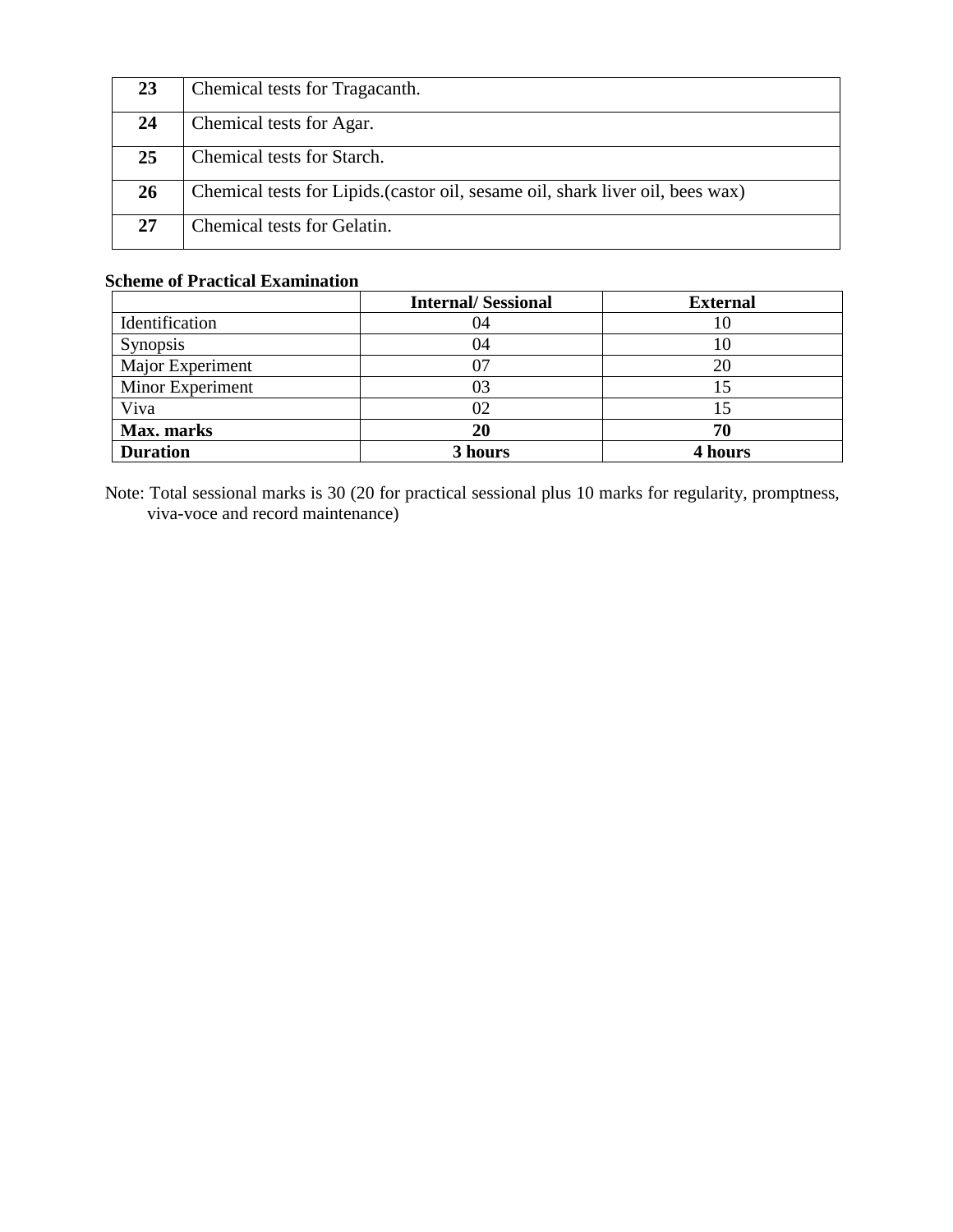| | |
|---|---|
| **23** | Chemical tests for Tragacanth. |
| **24** | Chemical tests for Agar. |
| **25** | Chemical tests for Starch. |
| **26** | Chemical tests for Lipids.(castor oil, sesame oil, shark liver oil, bees wax) |
| **27** | Chemical tests for Gelatin. |

**Scheme of Practical Examination**

| | **Internal/ Sessional** | **External** |
|---|---|---|
| Identification | 04 | 10 |
| Synopsis | 04 | 10 |
| Major Experiment | 07 | 20 |
| Minor Experiment | 03 | 15 |
| Viva | 02 | 15 |
| **Max. marks** | **20** | **70** |
| **Duration** | **3 hours** | **4 hours** |

Note: Total sessional marks is 30 (20 for practical sessional plus 10 marks for regularity, promptness, viva-voce and record maintenance)